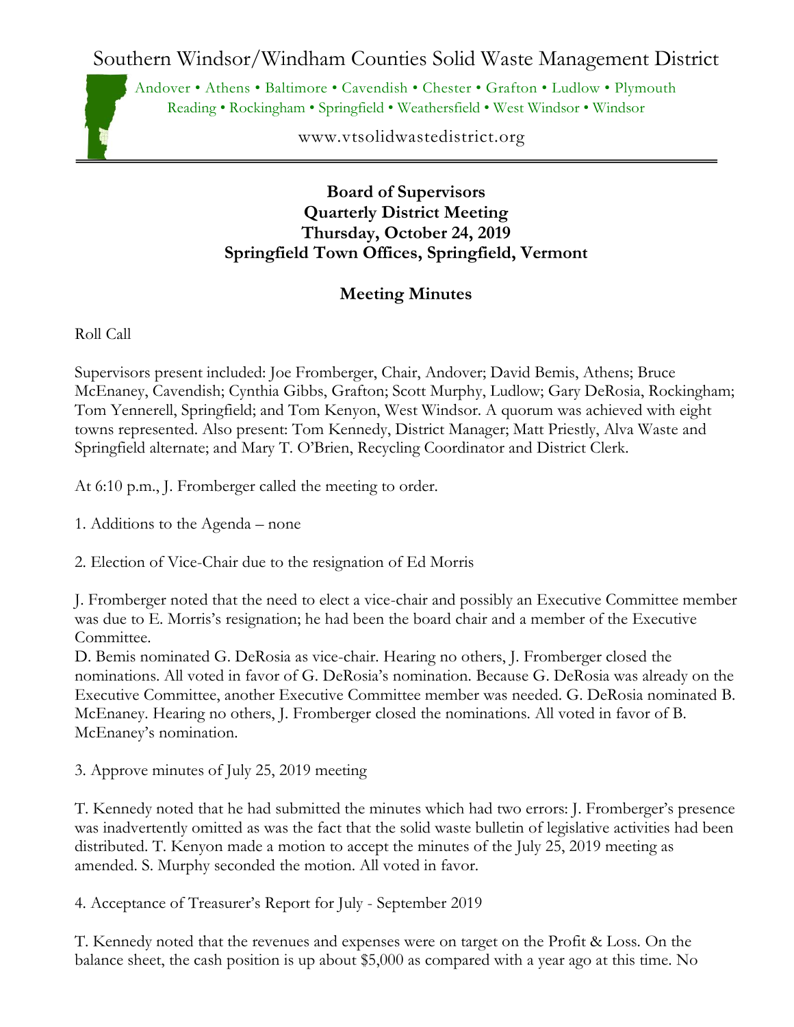# Southern Windsor/Windham Counties Solid Waste Management District

Andover • Athens • Baltimore • Cavendish • Chester • Grafton • Ludlow • Plymouth
Reading • Rockingham • Springfield • Weathersfield • West Windsor • Windsor

www.vtsolidwastedistrict.org

---

**Board of Supervisors**
**Quarterly District Meeting**
**Thursday, October 24, 2019**
**Springfield Town Offices, Springfield, Vermont**

**Meeting Minutes**

Roll Call

Supervisors present included: Joe Fromberger, Chair, Andover; David Bemis, Athens; Bruce McEnaney, Cavendish; Cynthia Gibbs, Grafton; Scott Murphy, Ludlow; Gary DeRosia, Rockingham; Tom Yennerell, Springfield; and Tom Kenyon, West Windsor. A quorum was achieved with eight towns represented. Also present: Tom Kennedy, District Manager; Matt Priestly, Alva Waste and Springfield alternate; and Mary T. O'Brien, Recycling Coordinator and District Clerk.

At 6:10 p.m., J. Fromberger called the meeting to order.

1. Additions to the Agenda – none

2. Election of Vice-Chair due to the resignation of Ed Morris

J. Fromberger noted that the need to elect a vice-chair and possibly an Executive Committee member was due to E. Morris's resignation; he had been the board chair and a member of the Executive Committee.
D. Bemis nominated G. DeRosia as vice-chair. Hearing no others, J. Fromberger closed the nominations. All voted in favor of G. DeRosia's nomination. Because G. DeRosia was already on the Executive Committee, another Executive Committee member was needed. G. DeRosia nominated B. McEnaney. Hearing no others, J. Fromberger closed the nominations. All voted in favor of B. McEnaney's nomination.

3. Approve minutes of July 25, 2019 meeting

T. Kennedy noted that he had submitted the minutes which had two errors: J. Fromberger's presence was inadvertently omitted as was the fact that the solid waste bulletin of legislative activities had been distributed. T. Kenyon made a motion to accept the minutes of the July 25, 2019 meeting as amended. S. Murphy seconded the motion. All voted in favor.

4. Acceptance of Treasurer's Report for July - September 2019

T. Kennedy noted that the revenues and expenses were on target on the Profit & Loss. On the balance sheet, the cash position is up about $5,000 as compared with a year ago at this time. No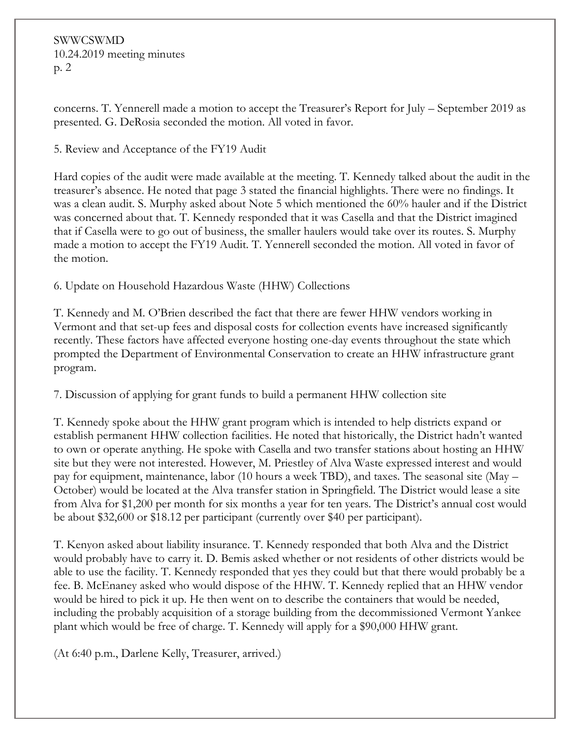concerns. T. Yennerell made a motion to accept the Treasurer's Report for July – September 2019 as presented. G. DeRosia seconded the motion. All voted in favor.

5. Review and Acceptance of the FY19 Audit

Hard copies of the audit were made available at the meeting. T. Kennedy talked about the audit in the treasurer's absence. He noted that page 3 stated the financial highlights. There were no findings. It was a clean audit. S. Murphy asked about Note 5 which mentioned the 60% hauler and if the District was concerned about that. T. Kennedy responded that it was Casella and that the District imagined that if Casella were to go out of business, the smaller haulers would take over its routes. S. Murphy made a motion to accept the FY19 Audit. T. Yennerell seconded the motion. All voted in favor of the motion.

6. Update on Household Hazardous Waste (HHW) Collections

T. Kennedy and M. O'Brien described the fact that there are fewer HHW vendors working in Vermont and that set-up fees and disposal costs for collection events have increased significantly recently. These factors have affected everyone hosting one-day events throughout the state which prompted the Department of Environmental Conservation to create an HHW infrastructure grant program.

7. Discussion of applying for grant funds to build a permanent HHW collection site

T. Kennedy spoke about the HHW grant program which is intended to help districts expand or establish permanent HHW collection facilities. He noted that historically, the District hadn't wanted to own or operate anything. He spoke with Casella and two transfer stations about hosting an HHW site but they were not interested. However, M. Priestley of Alva Waste expressed interest and would pay for equipment, maintenance, labor (10 hours a week TBD), and taxes. The seasonal site (May – October) would be located at the Alva transfer station in Springfield. The District would lease a site from Alva for $1,200 per month for six months a year for ten years. The District's annual cost would be about $32,600 or $18.12 per participant (currently over $40 per participant).

T. Kenyon asked about liability insurance. T. Kennedy responded that both Alva and the District would probably have to carry it. D. Bemis asked whether or not residents of other districts would be able to use the facility. T. Kennedy responded that yes they could but that there would probably be a fee. B. McEnaney asked who would dispose of the HHW. T. Kennedy replied that an HHW vendor would be hired to pick it up. He then went on to describe the containers that would be needed, including the probably acquisition of a storage building from the decommissioned Vermont Yankee plant which would be free of charge. T. Kennedy will apply for a $90,000 HHW grant.

(At 6:40 p.m., Darlene Kelly, Treasurer, arrived.)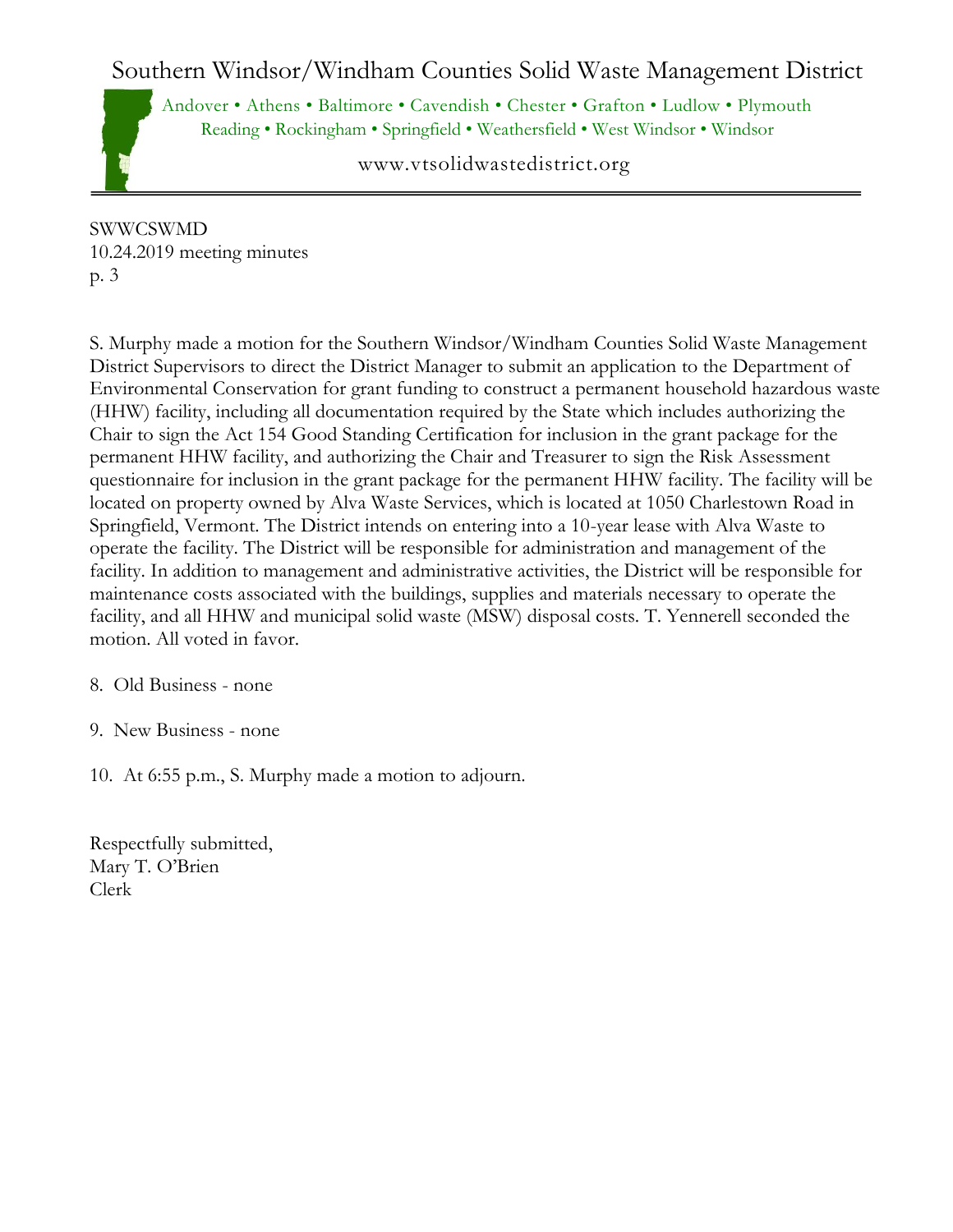S. Murphy made a motion for the Southern Windsor/Windham Counties Solid Waste Management District Supervisors to direct the District Manager to submit an application to the Department of Environmental Conservation for grant funding to construct a permanent household hazardous waste (HHW) facility, including all documentation required by the State which includes authorizing the Chair to sign the Act 154 Good Standing Certification for inclusion in the grant package for the permanent HHW facility, and authorizing the Chair and Treasurer to sign the Risk Assessment questionnaire for inclusion in the grant package for the permanent HHW facility. The facility will be located on property owned by Alva Waste Services, which is located at 1050 Charlestown Road in Springfield, Vermont. The District intends on entering into a 10-year lease with Alva Waste to operate the facility. The District will be responsible for administration and management of the facility. In addition to management and administrative activities, the District will be responsible for maintenance costs associated with the buildings, supplies and materials necessary to operate the facility, and all HHW and municipal solid waste (MSW) disposal costs. T. Yennerell seconded the motion. All voted in favor.

8. Old Business - none

9. New Business - none

10. At 6:55 p.m., S. Murphy made a motion to adjourn.

Respectfully submitted,
Mary T. O'Brien
Clerk